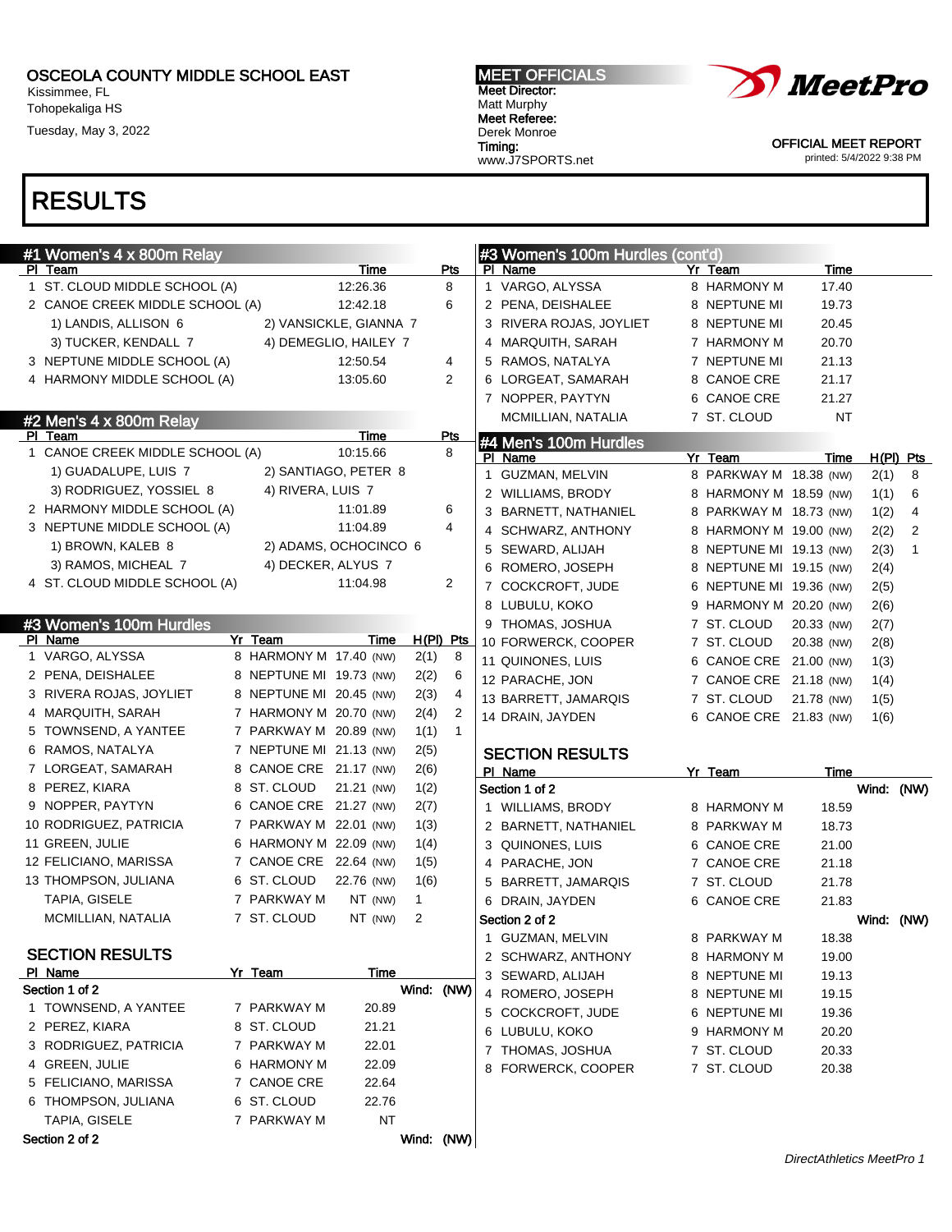OSCEOLA COUNTY MIDDLE SCHOOL EAST
Kissimmee, FL
Tohopekaliga HS
Tuesday, May 3, 2022

MEET OFFICIALS
Meet Director: Matt Murphy
Meet Referee: Derek Monroe
Timing: www.J7SPORTS.net

MeetPro

OFFICIAL MEET REPORT
printed: 5/4/2022 9:38 PM

# RESULTS

## #1 Women's 4 x 800m Relay

| Pl | Team | Time | Pts |
|---|---|---|---|
| 1 | ST. CLOUD MIDDLE SCHOOL (A) | 12:26.36 | 8 |
| 2 | CANOE CREEK MIDDLE SCHOOL (A) | 12:42.18 | 6 |
| | 1) LANDIS, ALLISON 6; 2) VANSICKLE, GIANNA 7; 3) TUCKER, KENDALL 7; 4) DEMEGLIO, HAILEY 7 | | |
| 3 | NEPTUNE MIDDLE SCHOOL (A) | 12:50.54 | 4 |
| 4 | HARMONY MIDDLE SCHOOL (A) | 13:05.60 | 2 |

## #2 Men's 4 x 800m Relay

| Pl | Team | Time | Pts |
|---|---|---|---|
| 1 | CANOE CREEK MIDDLE SCHOOL (A) | 10:15.66 | 8 |
| | 1) GUADALUPE, LUIS 7; 2) SANTIAGO, PETER 8; 3) RODRIGUEZ, YOSSIEL 8; 4) RIVERA, LUIS 7 | | |
| 2 | HARMONY MIDDLE SCHOOL (A) | 11:01.89 | 6 |
| 3 | NEPTUNE MIDDLE SCHOOL (A) | 11:04.89 | 4 |
| | 1) BROWN, KALEB 8; 2) ADAMS, OCHOCINCO 6; 3) RAMOS, MICHEAL 7; 4) DECKER, ALYUS 7 | | |
| 4 | ST. CLOUD MIDDLE SCHOOL (A) | 11:04.98 | 2 |

## #3 Women's 100m Hurdles

| Pl | Name | Yr | Team | Time | H(Pl) | Pts |
|---|---|---|---|---|---|---|
| 1 | VARGO, ALYSSA | 8 | HARMONY M | 17.40 (NW) | 2(1) | 8 |
| 2 | PENA, DEISHALEE | 8 | NEPTUNE MI | 19.73 (NW) | 2(2) | 6 |
| 3 | RIVERA ROJAS, JOYLIET | 8 | NEPTUNE MI | 20.45 (NW) | 2(3) | 4 |
| 4 | MARQUITH, SARAH | 7 | HARMONY M | 20.70 (NW) | 2(4) | 2 |
| 5 | TOWNSEND, A YANTEE | 7 | PARKWAY M | 20.89 (NW) | 1(1) | 1 |
| 6 | RAMOS, NATALYA | 7 | NEPTUNE MI | 21.13 (NW) | 2(5) | |
| 7 | LORGEAT, SAMARAH | 8 | CANOE CRE | 21.17 (NW) | 2(6) | |
| 8 | PEREZ, KIARA | 8 | ST. CLOUD | 21.21 (NW) | 1(2) | |
| 9 | NOPPER, PAYTYN | 6 | CANOE CRE | 21.27 (NW) | 2(7) | |
| 10 | RODRIGUEZ, PATRICIA | 7 | PARKWAY M | 22.01 (NW) | 1(3) | |
| 11 | GREEN, JULIE | 6 | HARMONY M | 22.09 (NW) | 1(4) | |
| 12 | FELICIANO, MARISSA | 7 | CANOE CRE | 22.64 (NW) | 1(5) | |
| 13 | THOMPSON, JULIANA | 6 | ST. CLOUD | 22.76 (NW) | 1(6) | |
| | TAPIA, GISELE | 7 | PARKWAY M | NT (NW) | 1 | |
| | MCMILLIAN, NATALIA | 7 | ST. CLOUD | NT (NW) | 2 | |

### SECTION RESULTS

**Section 1 of 2** — Wind: (NW)

| Pl | Name | Yr | Team | Time |
|---|---|---|---|---|
| 1 | TOWNSEND, A YANTEE | 7 | PARKWAY M | 20.89 |
| 2 | PEREZ, KIARA | 8 | ST. CLOUD | 21.21 |
| 3 | RODRIGUEZ, PATRICIA | 7 | PARKWAY M | 22.01 |
| 4 | GREEN, JULIE | 6 | HARMONY M | 22.09 |
| 5 | FELICIANO, MARISSA | 7 | CANOE CRE | 22.64 |
| 6 | THOMPSON, JULIANA | 6 | ST. CLOUD | 22.76 |
| | TAPIA, GISELE | 7 | PARKWAY M | NT |

**Section 2 of 2** — Wind: (NW)

| Pl | Name | Yr | Team | Time |
|---|---|---|---|---|
| 1 | VARGO, ALYSSA | 8 | HARMONY M | 17.40 |
| 2 | PENA, DEISHALEE | 8 | NEPTUNE MI | 19.73 |
| 3 | RIVERA ROJAS, JOYLIET | 8 | NEPTUNE MI | 20.45 |
| 4 | MARQUITH, SARAH | 7 | HARMONY M | 20.70 |
| 5 | RAMOS, NATALYA | 7 | NEPTUNE MI | 21.13 |
| 6 | LORGEAT, SAMARAH | 8 | CANOE CRE | 21.17 |
| 7 | NOPPER, PAYTYN | 6 | CANOE CRE | 21.27 |
| | MCMILLIAN, NATALIA | 7 | ST. CLOUD | NT |

## #4 Men's 100m Hurdles

| Pl | Name | Yr | Team | Time | H(Pl) | Pts |
|---|---|---|---|---|---|---|
| 1 | GUZMAN, MELVIN | 8 | PARKWAY M | 18.38 (NW) | 2(1) | 8 |
| 2 | WILLIAMS, BRODY | 8 | HARMONY M | 18.59 (NW) | 1(1) | 6 |
| 3 | BARNETT, NATHANIEL | 8 | PARKWAY M | 18.73 (NW) | 1(2) | 4 |
| 4 | SCHWARZ, ANTHONY | 8 | HARMONY M | 19.00 (NW) | 2(2) | 2 |
| 5 | SEWARD, ALIJAH | 8 | NEPTUNE MI | 19.13 (NW) | 2(3) | 1 |
| 6 | ROMERO, JOSEPH | 8 | NEPTUNE MI | 19.15 (NW) | 2(4) | |
| 7 | COCKCROFT, JUDE | 6 | NEPTUNE MI | 19.36 (NW) | 2(5) | |
| 8 | LUBULU, KOKO | 9 | HARMONY M | 20.20 (NW) | 2(6) | |
| 9 | THOMAS, JOSHUA | 7 | ST. CLOUD | 20.33 (NW) | 2(7) | |
| 10 | FORWERCK, COOPER | 7 | ST. CLOUD | 20.38 (NW) | 2(8) | |
| 11 | QUINONES, LUIS | 6 | CANOE CRE | 21.00 (NW) | 1(3) | |
| 12 | PARACHE, JON | 7 | CANOE CRE | 21.18 (NW) | 1(4) | |
| 13 | BARRETT, JAMARQIS | 7 | ST. CLOUD | 21.78 (NW) | 1(5) | |
| 14 | DRAIN, JAYDEN | 6 | CANOE CRE | 21.83 (NW) | 1(6) | |

### SECTION RESULTS

**Section 1 of 2** — Wind: (NW)

| Pl | Name | Yr | Team | Time |
|---|---|---|---|---|
| 1 | WILLIAMS, BRODY | 8 | HARMONY M | 18.59 |
| 2 | BARNETT, NATHANIEL | 8 | PARKWAY M | 18.73 |
| 3 | QUINONES, LUIS | 6 | CANOE CRE | 21.00 |
| 4 | PARACHE, JON | 7 | CANOE CRE | 21.18 |
| 5 | BARRETT, JAMARQIS | 7 | ST. CLOUD | 21.78 |
| 6 | DRAIN, JAYDEN | 6 | CANOE CRE | 21.83 |

**Section 2 of 2** — Wind: (NW)

| Pl | Name | Yr | Team | Time |
|---|---|---|---|---|
| 1 | GUZMAN, MELVIN | 8 | PARKWAY M | 18.38 |
| 2 | SCHWARZ, ANTHONY | 8 | HARMONY M | 19.00 |
| 3 | SEWARD, ALIJAH | 8 | NEPTUNE MI | 19.13 |
| 4 | ROMERO, JOSEPH | 8 | NEPTUNE MI | 19.15 |
| 5 | COCKCROFT, JUDE | 6 | NEPTUNE MI | 19.36 |
| 6 | LUBULU, KOKO | 9 | HARMONY M | 20.20 |
| 7 | THOMAS, JOSHUA | 7 | ST. CLOUD | 20.33 |
| 8 | FORWERCK, COOPER | 7 | ST. CLOUD | 20.38 |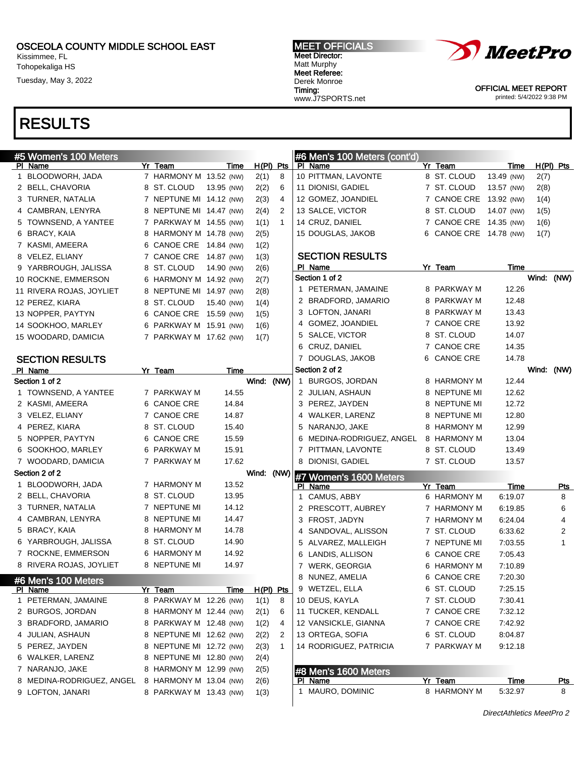OSCEOLA COUNTY MIDDLE SCHOOL EAST
Kissimmee, FL
Tohopekaliga HS
Tuesday, May 3, 2022

MEET OFFICIALS
Meet Director:
Matt Murphy
Meet Referee:
Derek Monroe
Timing:
www.J7SPORTS.net

OFFICIAL MEET REPORT
printed: 5/4/2022 9:38 PM

# RESULTS

## #5 Women's 100 Meters

| Pl | Name | Yr | Team | Time | | H(Pl) | Pts |
|---|---|---|---|---|---|---|---|
| 1 | BLOODWORH, JADA | 7 | HARMONY M | 13.52 | (NW) | 2(1) | 8 |
| 2 | BELL, CHAVORIA | 8 | ST. CLOUD | 13.95 | (NW) | 2(2) | 6 |
| 3 | TURNER, NATALIA | 7 | NEPTUNE MI | 14.12 | (NW) | 2(3) | 4 |
| 4 | CAMBRAN, LENYRA | 8 | NEPTUNE MI | 14.47 | (NW) | 2(4) | 2 |
| 5 | TOWNSEND, A YANTEE | 7 | PARKWAY M | 14.55 | (NW) | 1(1) | 1 |
| 6 | BRACY, KAIA | 8 | HARMONY M | 14.78 | (NW) | 2(5) | |
| 7 | KASMI, AMEERA | 6 | CANOE CRE | 14.84 | (NW) | 1(2) | |
| 8 | VELEZ, ELIANY | 7 | CANOE CRE | 14.87 | (NW) | 1(3) | |
| 9 | YARBROUGH, JALISSA | 8 | ST. CLOUD | 14.90 | (NW) | 2(6) | |
| 10 | ROCKNE, EMMERSON | 6 | HARMONY M | 14.92 | (NW) | 2(7) | |
| 11 | RIVERA ROJAS, JOYLIET | 8 | NEPTUNE MI | 14.97 | (NW) | 2(8) | |
| 12 | PEREZ, KIARA | 8 | ST. CLOUD | 15.40 | (NW) | 1(4) | |
| 13 | NOPPER, PAYTYN | 6 | CANOE CRE | 15.59 | (NW) | 1(5) | |
| 14 | SOOKHOO, MARLEY | 6 | PARKWAY M | 15.91 | (NW) | 1(6) | |
| 15 | WOODARD, DAMICIA | 7 | PARKWAY M | 17.62 | (NW) | 1(7) | |

### SECTION RESULTS

**Section 1 of 2** — Wind: (NW)

| Pl | Name | Yr | Team | Time |
|---|---|---|---|---|
| 1 | TOWNSEND, A YANTEE | 7 | PARKWAY M | 14.55 |
| 2 | KASMI, AMEERA | 6 | CANOE CRE | 14.84 |
| 3 | VELEZ, ELIANY | 7 | CANOE CRE | 14.87 |
| 4 | PEREZ, KIARA | 8 | ST. CLOUD | 15.40 |
| 5 | NOPPER, PAYTYN | 6 | CANOE CRE | 15.59 |
| 6 | SOOKHOO, MARLEY | 6 | PARKWAY M | 15.91 |
| 7 | WOODARD, DAMICIA | 7 | PARKWAY M | 17.62 |

**Section 2 of 2** — Wind: (NW)

| Pl | Name | Yr | Team | Time |
|---|---|---|---|---|
| 1 | BLOODWORH, JADA | 7 | HARMONY M | 13.52 |
| 2 | BELL, CHAVORIA | 8 | ST. CLOUD | 13.95 |
| 3 | TURNER, NATALIA | 7 | NEPTUNE MI | 14.12 |
| 4 | CAMBRAN, LENYRA | 8 | NEPTUNE MI | 14.47 |
| 5 | BRACY, KAIA | 8 | HARMONY M | 14.78 |
| 6 | YARBROUGH, JALISSA | 8 | ST. CLOUD | 14.90 |
| 7 | ROCKNE, EMMERSON | 6 | HARMONY M | 14.92 |
| 8 | RIVERA ROJAS, JOYLIET | 8 | NEPTUNE MI | 14.97 |

## #6 Men's 100 Meters

| Pl | Name | Yr | Team | Time | | H(Pl) | Pts |
|---|---|---|---|---|---|---|---|
| 1 | PETERMAN, JAMAINE | 8 | PARKWAY M | 12.26 | (NW) | 1(1) | 8 |
| 2 | BURGOS, JORDAN | 8 | HARMONY M | 12.44 | (NW) | 2(1) | 6 |
| 3 | BRADFORD, JAMARIO | 8 | PARKWAY M | 12.48 | (NW) | 1(2) | 4 |
| 4 | JULIAN, ASHAUN | 8 | NEPTUNE MI | 12.62 | (NW) | 2(2) | 2 |
| 5 | PEREZ, JAYDEN | 8 | NEPTUNE MI | 12.72 | (NW) | 2(3) | 1 |
| 6 | WALKER, LARENZ | 8 | NEPTUNE MI | 12.80 | (NW) | 2(4) | |
| 7 | NARANJO, JAKE | 8 | HARMONY M | 12.99 | (NW) | 2(5) | |
| 8 | MEDINA-RODRIGUEZ, ANGEL | 8 | HARMONY M | 13.04 | (NW) | 2(6) | |
| 9 | LOFTON, JANARI | 8 | PARKWAY M | 13.43 | (NW) | 1(3) | |
| 10 | PITTMAN, LAVONTE | 8 | ST. CLOUD | 13.49 | (NW) | 2(7) | |
| 11 | DIONISI, GADIEL | 7 | ST. CLOUD | 13.57 | (NW) | 2(8) | |
| 12 | GOMEZ, JOANDIEL | 7 | CANOE CRE | 13.92 | (NW) | 1(4) | |
| 13 | SALCE, VICTOR | 8 | ST. CLOUD | 14.07 | (NW) | 1(5) | |
| 14 | CRUZ, DANIEL | 7 | CANOE CRE | 14.35 | (NW) | 1(6) | |
| 15 | DOUGLAS, JAKOB | 6 | CANOE CRE | 14.78 | (NW) | 1(7) | |

### SECTION RESULTS

**Section 1 of 2** — Wind: (NW)

| Pl | Name | Yr | Team | Time |
|---|---|---|---|---|
| 1 | PETERMAN, JAMAINE | 8 | PARKWAY M | 12.26 |
| 2 | BRADFORD, JAMARIO | 8 | PARKWAY M | 12.48 |
| 3 | LOFTON, JANARI | 8 | PARKWAY M | 13.43 |
| 4 | GOMEZ, JOANDIEL | 7 | CANOE CRE | 13.92 |
| 5 | SALCE, VICTOR | 8 | ST. CLOUD | 14.07 |
| 6 | CRUZ, DANIEL | 7 | CANOE CRE | 14.35 |
| 7 | DOUGLAS, JAKOB | 6 | CANOE CRE | 14.78 |

**Section 2 of 2** — Wind: (NW)

| Pl | Name | Yr | Team | Time |
|---|---|---|---|---|
| 1 | BURGOS, JORDAN | 8 | HARMONY M | 12.44 |
| 2 | JULIAN, ASHAUN | 8 | NEPTUNE MI | 12.62 |
| 3 | PEREZ, JAYDEN | 8 | NEPTUNE MI | 12.72 |
| 4 | WALKER, LARENZ | 8 | NEPTUNE MI | 12.80 |
| 5 | NARANJO, JAKE | 8 | HARMONY M | 12.99 |
| 6 | MEDINA-RODRIGUEZ, ANGEL | 8 | HARMONY M | 13.04 |
| 7 | PITTMAN, LAVONTE | 8 | ST. CLOUD | 13.49 |
| 8 | DIONISI, GADIEL | 7 | ST. CLOUD | 13.57 |

## #7 Women's 1600 Meters

| Pl | Name | Yr | Team | Time | Pts |
|---|---|---|---|---|---|
| 1 | CAMUS, ABBY | 6 | HARMONY M | 6:19.07 | 8 |
| 2 | PRESCOTT, AUBREY | 7 | HARMONY M | 6:19.85 | 6 |
| 3 | FROST, JADYN | 7 | HARMONY M | 6:24.04 | 4 |
| 4 | SANDOVAL, ALISSON | 7 | ST. CLOUD | 6:33.62 | 2 |
| 5 | ALVAREZ, MALLEIGH | 7 | NEPTUNE MI | 7:03.55 | 1 |
| 6 | LANDIS, ALLISON | 6 | CANOE CRE | 7:05.43 | |
| 7 | WERK, GEORGIA | 6 | HARMONY M | 7:10.89 | |
| 8 | NUNEZ, AMELIA | 6 | CANOE CRE | 7:20.30 | |
| 9 | WETZEL, ELLA | 6 | ST. CLOUD | 7:25.15 | |
| 10 | DEUS, KAYLA | 7 | ST. CLOUD | 7:30.41 | |
| 11 | TUCKER, KENDALL | 7 | CANOE CRE | 7:32.12 | |
| 12 | VANSICKLE, GIANNA | 7 | CANOE CRE | 7:42.92 | |
| 13 | ORTEGA, SOFIA | 6 | ST. CLOUD | 8:04.87 | |
| 14 | RODRIGUEZ, PATRICIA | 7 | PARKWAY M | 9:12.18 | |

## #8 Men's 1600 Meters

| Pl | Name | Yr | Team | Time | Pts |
|---|---|---|---|---|---|
| 1 | MAURO, DOMINIC | 8 | HARMONY M | 5:32.97 | 8 |

DirectAthletics MeetPro 2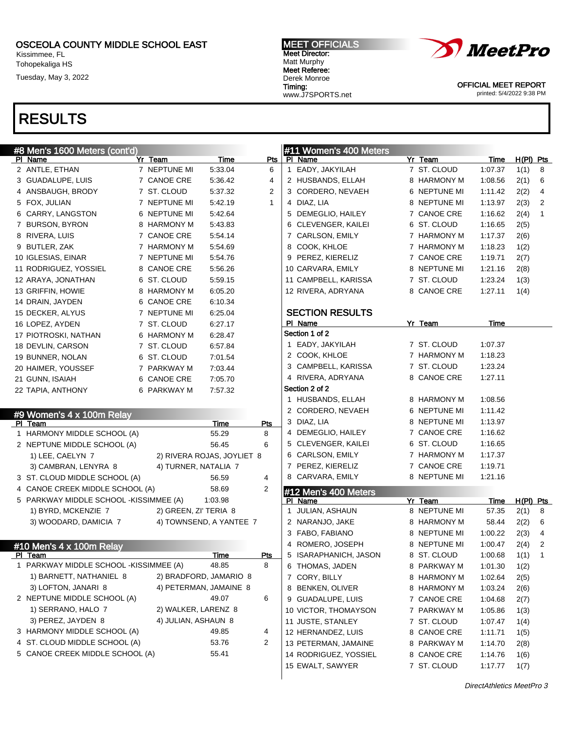OSCEOLA COUNTY MIDDLE SCHOOL EAST
Kissimmee, FL
Tohopekaliga HS
Tuesday, May 3, 2022

MEET OFFICIALS
Meet Director:
Matt Murphy
Meet Referee:
Derek Monroe
Timing:
www.J7SPORTS.net

OFFICIAL MEET REPORT
printed: 5/4/2022 9:38 PM

# RESULTS

## #8 Men's 1600 Meters (cont'd)

| Pl | Name | Yr | Team | Time | Pts |
|---|---|---|---|---|---|
| 2 | ANTLE, ETHAN | 7 | NEPTUNE MI | 5:33.04 | 6 |
| 3 | GUADALUPE, LUIS | 7 | CANOE CRE | 5:36.42 | 4 |
| 4 | ANSBAUGH, BRODY | 7 | ST. CLOUD | 5:37.32 | 2 |
| 5 | FOX, JULIAN | 7 | NEPTUNE MI | 5:42.19 | 1 |
| 6 | CARRY, LANGSTON | 6 | NEPTUNE MI | 5:42.64 | |
| 7 | BURSON, BYRON | 8 | HARMONY M | 5:43.83 | |
| 8 | RIVERA, LUIS | 7 | CANOE CRE | 5:54.14 | |
| 9 | BUTLER, ZAK | 7 | HARMONY M | 5:54.69 | |
| 10 | IGLESIAS, EINAR | 7 | NEPTUNE MI | 5:54.76 | |
| 11 | RODRIGUEZ, YOSSIEL | 8 | CANOE CRE | 5:56.26 | |
| 12 | ARAYA, JONATHAN | 6 | ST. CLOUD | 5:59.15 | |
| 13 | GRIFFIN, HOWIE | 8 | HARMONY M | 6:05.20 | |
| 14 | DRAIN, JAYDEN | 6 | CANOE CRE | 6:10.34 | |
| 15 | DECKER, ALYUS | 7 | NEPTUNE MI | 6:25.04 | |
| 16 | LOPEZ, AYDEN | 7 | ST. CLOUD | 6:27.17 | |
| 17 | PIOTROSKI, NATHAN | 6 | HARMONY M | 6:28.47 | |
| 18 | DEVLIN, CARSON | 7 | ST. CLOUD | 6:57.84 | |
| 19 | BUNNER, NOLAN | 6 | ST. CLOUD | 7:01.54 | |
| 20 | HAIMER, YOUSSEF | 7 | PARKWAY M | 7:03.44 | |
| 21 | GUNN, ISAIAH | 6 | CANOE CRE | 7:05.70 | |
| 22 | TAPIA, ANTHONY | 6 | PARKWAY M | 7:57.32 | |

## #9 Women's 4 x 100m Relay

| Pl | Team | Time | Pts |
|---|---|---|---|
| 1 | HARMONY MIDDLE SCHOOL (A) | 55.29 | 8 |
| 2 | NEPTUNE MIDDLE SCHOOL (A) | 56.45 | 6 |
| | 1) LEE, CAELYN 7; 2) RIVERA ROJAS, JOYLIET 8; 3) CAMBRAN, LENYRA 8; 4) TURNER, NATALIA 7 | | |
| 3 | ST. CLOUD MIDDLE SCHOOL (A) | 56.59 | 4 |
| 4 | CANOE CREEK MIDDLE SCHOOL (A) | 58.69 | 2 |
| 5 | PARKWAY MIDDLE SCHOOL -KISSIMMEE (A) | 1:03.98 | |
| | 1) BYRD, MCKENZIE 7; 2) GREEN, ZI' TERIA 8; 3) WOODARD, DAMICIA 7; 4) TOWNSEND, A YANTEE 7 | | |

## #10 Men's 4 x 100m Relay

| Pl | Team | Time | Pts |
|---|---|---|---|
| 1 | PARKWAY MIDDLE SCHOOL -KISSIMMEE (A) | 48.85 | 8 |
| | 1) BARNETT, NATHANIEL 8; 2) BRADFORD, JAMARIO 8; 3) LOFTON, JANARI 8; 4) PETERMAN, JAMAINE 8 | | |
| 2 | NEPTUNE MIDDLE SCHOOL (A) | 49.07 | 6 |
| | 1) SERRANO, HALO 7; 2) WALKER, LARENZ 8; 3) PEREZ, JAYDEN 8; 4) JULIAN, ASHAUN 8 | | |
| 3 | HARMONY MIDDLE SCHOOL (A) | 49.85 | 4 |
| 4 | ST. CLOUD MIDDLE SCHOOL (A) | 53.76 | 2 |
| 5 | CANOE CREEK MIDDLE SCHOOL (A) | 55.41 | |

## #11 Women's 400 Meters

| Pl | Name | Yr | Team | Time | H(Pl) | Pts |
|---|---|---|---|---|---|---|
| 1 | EADY, JAKYILAH | 7 | ST. CLOUD | 1:07.37 | 1(1) | 8 |
| 2 | HUSBANDS, ELLAH | 8 | HARMONY M | 1:08.56 | 2(1) | 6 |
| 3 | CORDERO, NEVAEH | 6 | NEPTUNE MI | 1:11.42 | 2(2) | 4 |
| 4 | DIAZ, LIA | 8 | NEPTUNE MI | 1:13.97 | 2(3) | 2 |
| 5 | DEMEGLIO, HAILEY | 7 | CANOE CRE | 1:16.62 | 2(4) | 1 |
| 6 | CLEVENGER, KAILEI | 6 | ST. CLOUD | 1:16.65 | 2(5) | |
| 7 | CARLSON, EMILY | 7 | HARMONY M | 1:17.37 | 2(6) | |
| 8 | COOK, KHLOE | 7 | HARMONY M | 1:18.23 | 1(2) | |
| 9 | PEREZ, KIERELIZ | 7 | CANOE CRE | 1:19.71 | 2(7) | |
| 10 | CARVARA, EMILY | 8 | NEPTUNE MI | 1:21.16 | 2(8) | |
| 11 | CAMPBELL, KARISSA | 7 | ST. CLOUD | 1:23.24 | 1(3) | |
| 12 | RIVERA, ADRYANA | 8 | CANOE CRE | 1:27.11 | 1(4) | |

### SECTION RESULTS

| Pl | Name | Yr | Team | Time |
|---|---|---|---|---|
| **Section 1 of 2** | | | | |
| 1 | EADY, JAKYILAH | 7 | ST. CLOUD | 1:07.37 |
| 2 | COOK, KHLOE | 7 | HARMONY M | 1:18.23 |
| 3 | CAMPBELL, KARISSA | 7 | ST. CLOUD | 1:23.24 |
| 4 | RIVERA, ADRYANA | 8 | CANOE CRE | 1:27.11 |
| **Section 2 of 2** | | | | |
| 1 | HUSBANDS, ELLAH | 8 | HARMONY M | 1:08.56 |
| 2 | CORDERO, NEVAEH | 6 | NEPTUNE MI | 1:11.42 |
| 3 | DIAZ, LIA | 8 | NEPTUNE MI | 1:13.97 |
| 4 | DEMEGLIO, HAILEY | 7 | CANOE CRE | 1:16.62 |
| 5 | CLEVENGER, KAILEI | 6 | ST. CLOUD | 1:16.65 |
| 6 | CARLSON, EMILY | 7 | HARMONY M | 1:17.37 |
| 7 | PEREZ, KIERELIZ | 7 | CANOE CRE | 1:19.71 |
| 8 | CARVARA, EMILY | 8 | NEPTUNE MI | 1:21.16 |

## #12 Men's 400 Meters

| Pl | Name | Yr | Team | Time | H(Pl) | Pts |
|---|---|---|---|---|---|---|
| 1 | JULIAN, ASHAUN | 8 | NEPTUNE MI | 57.35 | 2(1) | 8 |
| 2 | NARANJO, JAKE | 8 | HARMONY M | 58.44 | 2(2) | 6 |
| 3 | FABO, FABIANO | 8 | NEPTUNE MI | 1:00.22 | 2(3) | 4 |
| 4 | ROMERO, JOSEPH | 8 | NEPTUNE MI | 1:00.47 | 2(4) | 2 |
| 5 | ISARAPHANICH, JASON | 8 | ST. CLOUD | 1:00.68 | 1(1) | 1 |
| 6 | THOMAS, JADEN | 8 | PARKWAY M | 1:01.30 | 1(2) | |
| 7 | CORY, BILLY | 8 | HARMONY M | 1:02.64 | 2(5) | |
| 8 | BENKEN, OLIVER | 8 | HARMONY M | 1:03.24 | 2(6) | |
| 9 | GUADALUPE, LUIS | 7 | CANOE CRE | 1:04.68 | 2(7) | |
| 10 | VICTOR, THOMAYSON | 7 | PARKWAY M | 1:05.86 | 1(3) | |
| 11 | JUSTE, STANLEY | 7 | ST. CLOUD | 1:07.47 | 1(4) | |
| 12 | HERNANDEZ, LUIS | 8 | CANOE CRE | 1:11.71 | 1(5) | |
| 13 | PETERMAN, JAMAINE | 8 | PARKWAY M | 1:14.70 | 2(8) | |
| 14 | RODRIGUEZ, YOSSIEL | 8 | CANOE CRE | 1:14.76 | 1(6) | |
| 15 | EWALT, SAWYER | 7 | ST. CLOUD | 1:17.77 | 1(7) | |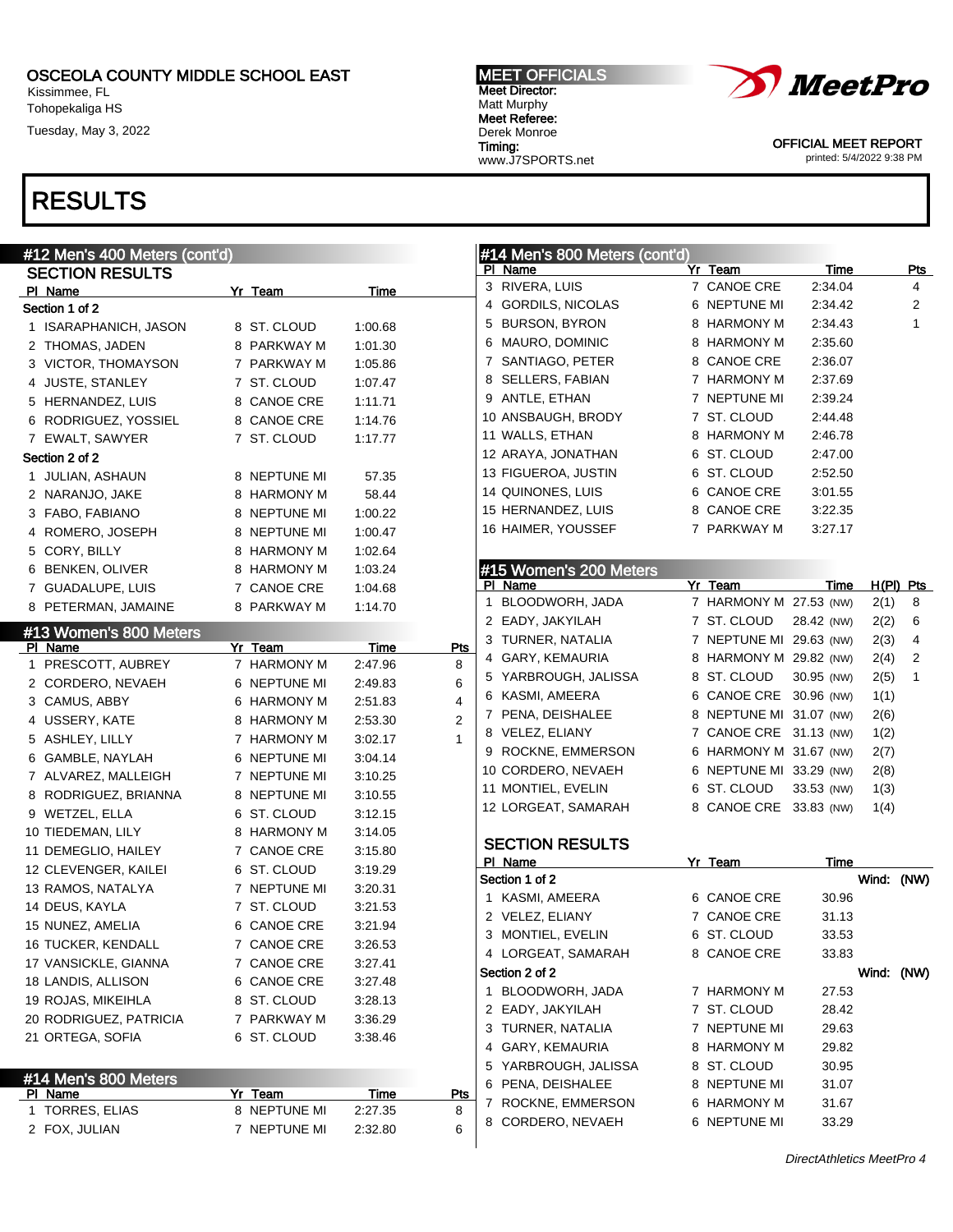OSCEOLA COUNTY MIDDLE SCHOOL EAST
Kissimmee, FL
Tohopekaliga HS
Tuesday, May 3, 2022

MEET OFFICIALS
Meet Director:
Matt Murphy
Meet Referee:
Derek Monroe
Timing:
www.J7SPORTS.net

OFFICIAL MEET REPORT
printed: 5/4/2022 9:38 PM

# RESULTS

## #12 Men's 400 Meters (cont'd)

### SECTION RESULTS

| Pl | Name | Yr | Team | Time |
|---|---|---|---|---|
| **Section 1 of 2** | | | | |
| 1 | ISARAPHANICH, JASON | 8 | ST. CLOUD | 1:00.68 |
| 2 | THOMAS, JADEN | 8 | PARKWAY M | 1:01.30 |
| 3 | VICTOR, THOMAYSON | 7 | PARKWAY M | 1:05.86 |
| 4 | JUSTE, STANLEY | 7 | ST. CLOUD | 1:07.47 |
| 5 | HERNANDEZ, LUIS | 8 | CANOE CRE | 1:11.71 |
| 6 | RODRIGUEZ, YOSSIEL | 8 | CANOE CRE | 1:14.76 |
| 7 | EWALT, SAWYER | 7 | ST. CLOUD | 1:17.77 |
| **Section 2 of 2** | | | | |
| 1 | JULIAN, ASHAUN | 8 | NEPTUNE MI | 57.35 |
| 2 | NARANJO, JAKE | 8 | HARMONY M | 58.44 |
| 3 | FABO, FABIANO | 8 | NEPTUNE MI | 1:00.22 |
| 4 | ROMERO, JOSEPH | 8 | NEPTUNE MI | 1:00.47 |
| 5 | CORY, BILLY | 8 | HARMONY M | 1:02.64 |
| 6 | BENKEN, OLIVER | 8 | HARMONY M | 1:03.24 |
| 7 | GUADALUPE, LUIS | 7 | CANOE CRE | 1:04.68 |
| 8 | PETERMAN, JAMAINE | 8 | PARKWAY M | 1:14.70 |

## #13 Women's 800 Meters

| Pl | Name | Yr | Team | Time | Pts |
|---|---|---|---|---|---|
| 1 | PRESCOTT, AUBREY | 7 | HARMONY M | 2:47.96 | 8 |
| 2 | CORDERO, NEVAEH | 6 | NEPTUNE MI | 2:49.83 | 6 |
| 3 | CAMUS, ABBY | 6 | HARMONY M | 2:51.83 | 4 |
| 4 | USSERY, KATE | 8 | HARMONY M | 2:53.30 | 2 |
| 5 | ASHLEY, LILLY | 7 | HARMONY M | 3:02.17 | 1 |
| 6 | GAMBLE, NAYLAH | 6 | NEPTUNE MI | 3:04.14 | |
| 7 | ALVAREZ, MALLEIGH | 7 | NEPTUNE MI | 3:10.25 | |
| 8 | RODRIGUEZ, BRIANNA | 8 | NEPTUNE MI | 3:10.55 | |
| 9 | WETZEL, ELLA | 6 | ST. CLOUD | 3:12.15 | |
| 10 | TIEDEMAN, LILY | 8 | HARMONY M | 3:14.05 | |
| 11 | DEMEGLIO, HAILEY | 7 | CANOE CRE | 3:15.80 | |
| 12 | CLEVENGER, KAILEI | 6 | ST. CLOUD | 3:19.29 | |
| 13 | RAMOS, NATALYA | 7 | NEPTUNE MI | 3:20.31 | |
| 14 | DEUS, KAYLA | 7 | ST. CLOUD | 3:21.53 | |
| 15 | NUNEZ, AMELIA | 6 | CANOE CRE | 3:21.94 | |
| 16 | TUCKER, KENDALL | 7 | CANOE CRE | 3:26.53 | |
| 17 | VANSICKLE, GIANNA | 7 | CANOE CRE | 3:27.41 | |
| 18 | LANDIS, ALLISON | 6 | CANOE CRE | 3:27.48 | |
| 19 | ROJAS, MIKEIHLA | 8 | ST. CLOUD | 3:28.13 | |
| 20 | RODRIGUEZ, PATRICIA | 7 | PARKWAY M | 3:36.29 | |
| 21 | ORTEGA, SOFIA | 6 | ST. CLOUD | 3:38.46 | |

## #14 Men's 800 Meters

| Pl | Name | Yr | Team | Time | Pts |
|---|---|---|---|---|---|
| 1 | TORRES, ELIAS | 8 | NEPTUNE MI | 2:27.35 | 8 |
| 2 | FOX, JULIAN | 7 | NEPTUNE MI | 2:32.80 | 6 |
| 3 | RIVERA, LUIS | 7 | CANOE CRE | 2:34.04 | 4 |
| 4 | GORDILS, NICOLAS | 6 | NEPTUNE MI | 2:34.42 | 2 |
| 5 | BURSON, BYRON | 8 | HARMONY M | 2:34.43 | 1 |
| 6 | MAURO, DOMINIC | 8 | HARMONY M | 2:35.60 | |
| 7 | SANTIAGO, PETER | 8 | CANOE CRE | 2:36.07 | |
| 8 | SELLERS, FABIAN | 7 | HARMONY M | 2:37.69 | |
| 9 | ANTLE, ETHAN | 7 | NEPTUNE MI | 2:39.24 | |
| 10 | ANSBAUGH, BRODY | 7 | ST. CLOUD | 2:44.48 | |
| 11 | WALLS, ETHAN | 8 | HARMONY M | 2:46.78 | |
| 12 | ARAYA, JONATHAN | 6 | ST. CLOUD | 2:47.00 | |
| 13 | FIGUEROA, JUSTIN | 6 | ST. CLOUD | 2:52.50 | |
| 14 | QUINONES, LUIS | 6 | CANOE CRE | 3:01.55 | |
| 15 | HERNANDEZ, LUIS | 8 | CANOE CRE | 3:22.35 | |
| 16 | HAIMER, YOUSSEF | 7 | PARKWAY M | 3:27.17 | |

## #15 Women's 200 Meters

| Pl | Name | Yr | Team | Time | H(Pl) | Pts |
|---|---|---|---|---|---|---|
| 1 | BLOODWORTH, JADA | 7 | HARMONY M | 27.53 (NW) | 2(1) | 8 |
| 2 | EADY, JAKYILAH | 7 | ST. CLOUD | 28.42 (NW) | 2(2) | 6 |
| 3 | TURNER, NATALIA | 7 | NEPTUNE MI | 29.63 (NW) | 2(3) | 4 |
| 4 | GARY, KEMAURIA | 8 | HARMONY M | 29.82 (NW) | 2(4) | 2 |
| 5 | YARBROUGH, JALISSA | 8 | ST. CLOUD | 30.95 (NW) | 2(5) | 1 |
| 6 | KASMI, AMEERA | 6 | CANOE CRE | 30.96 (NW) | 1(1) | |
| 7 | PENA, DEISHALEE | 8 | NEPTUNE MI | 31.07 (NW) | 2(6) | |
| 8 | VELEZ, ELIANY | 7 | CANOE CRE | 31.13 (NW) | 1(2) | |
| 9 | ROCKNE, EMMERSON | 6 | HARMONY M | 31.67 (NW) | 2(7) | |
| 10 | CORDERO, NEVAEH | 6 | NEPTUNE MI | 33.29 (NW) | 2(8) | |
| 11 | MONTIEL, EVELIN | 6 | ST. CLOUD | 33.53 (NW) | 1(3) | |
| 12 | LORGEAT, SAMARAH | 8 | CANOE CRE | 33.83 (NW) | 1(4) | |

### SECTION RESULTS

| Pl | Name | Yr | Team | Time |
|---|---|---|---|---|
| **Section 1 of 2** | | | Wind: (NW) | |
| 1 | KASMI, AMEERA | 6 | CANOE CRE | 30.96 |
| 2 | VELEZ, ELIANY | 7 | CANOE CRE | 31.13 |
| 3 | MONTIEL, EVELIN | 6 | ST. CLOUD | 33.53 |
| 4 | LORGEAT, SAMARAH | 8 | CANOE CRE | 33.83 |
| **Section 2 of 2** | | | Wind: (NW) | |
| 1 | BLOODWORTH, JADA | 7 | HARMONY M | 27.53 |
| 2 | EADY, JAKYILAH | 7 | ST. CLOUD | 28.42 |
| 3 | TURNER, NATALIA | 7 | NEPTUNE MI | 29.63 |
| 4 | GARY, KEMAURIA | 8 | HARMONY M | 29.82 |
| 5 | YARBROUGH, JALISSA | 8 | ST. CLOUD | 30.95 |
| 6 | PENA, DEISHALEE | 8 | NEPTUNE MI | 31.07 |
| 7 | ROCKNE, EMMERSON | 6 | HARMONY M | 31.67 |
| 8 | CORDERO, NEVAEH | 6 | NEPTUNE MI | 33.29 |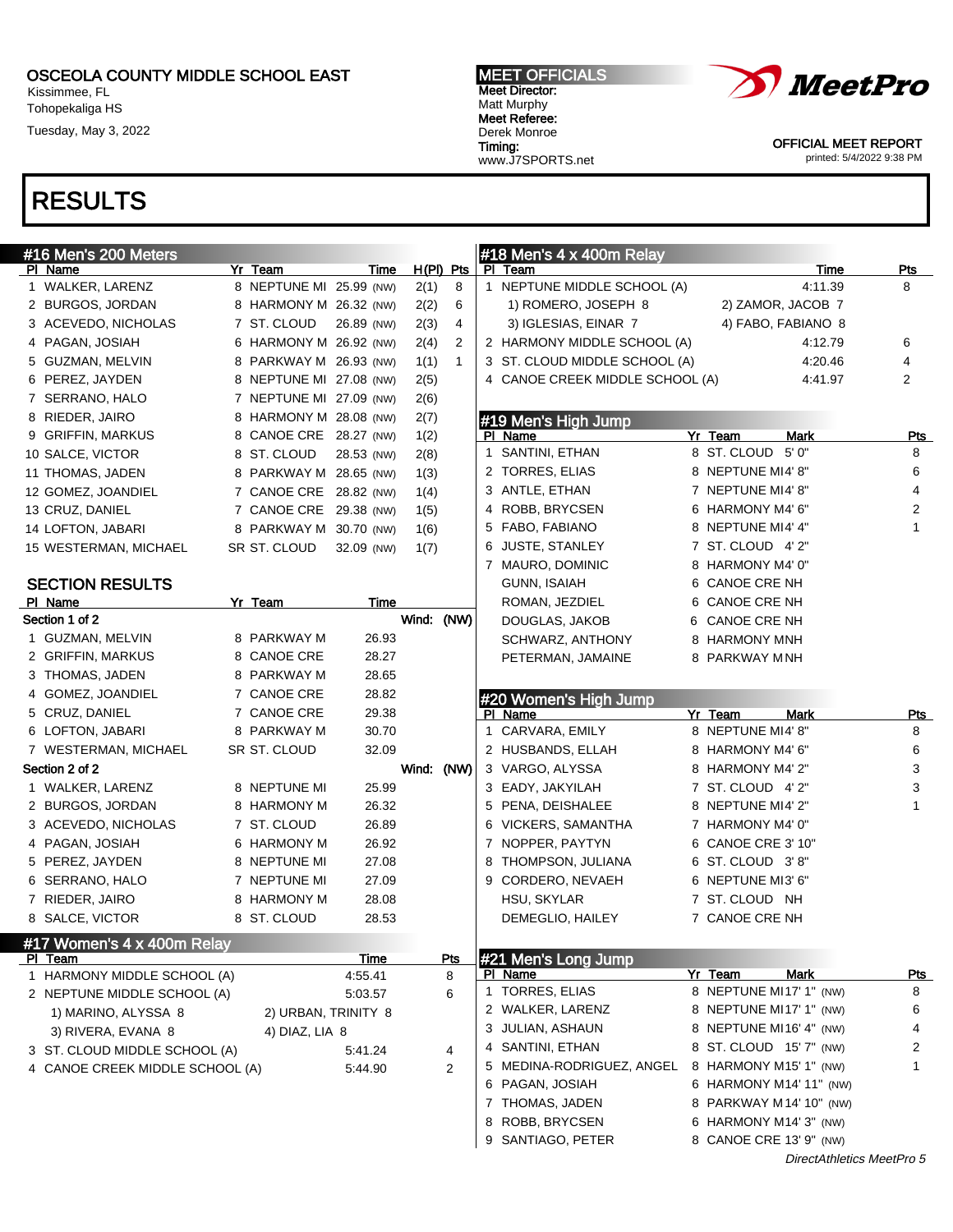# OSCEOLA COUNTY MIDDLE SCHOOL EAST

Kissimmee, FL
Tohopekaliga HS
Tuesday, May 3, 2022

**MEET OFFICIALS**
**Meet Director:** Matt Murphy
**Meet Referee:** Derek Monroe
**Timing:** www.J7SPORTS.net

OFFICIAL MEET REPORT
printed: 5/4/2022 9:38 PM

# RESULTS

## #16 Men's 200 Meters

| Pl | Name | Yr | Team | Time | | H(Pl) | Pts |
|---|---|---|---|---|---|---|---|
| 1 | WALKER, LARENZ | 8 | NEPTUNE MI | 25.99 | (NW) | 2(1) | 8 |
| 2 | BURGOS, JORDAN | 8 | HARMONY M | 26.32 | (NW) | 2(2) | 6 |
| 3 | ACEVEDO, NICHOLAS | 7 | ST. CLOUD | 26.89 | (NW) | 2(3) | 4 |
| 4 | PAGAN, JOSIAH | 6 | HARMONY M | 26.92 | (NW) | 2(4) | 2 |
| 5 | GUZMAN, MELVIN | 8 | PARKWAY M | 26.93 | (NW) | 1(1) | 1 |
| 6 | PEREZ, JAYDEN | 8 | NEPTUNE MI | 27.08 | (NW) | 2(5) | |
| 7 | SERRANO, HALO | 7 | NEPTUNE MI | 27.09 | (NW) | 2(6) | |
| 8 | RIEDER, JAIRO | 8 | HARMONY M | 28.08 | (NW) | 2(7) | |
| 9 | GRIFFIN, MARKUS | 8 | CANOE CRE | 28.27 | (NW) | 1(2) | |
| 10 | SALCE, VICTOR | 8 | ST. CLOUD | 28.53 | (NW) | 2(8) | |
| 11 | THOMAS, JADEN | 8 | PARKWAY M | 28.65 | (NW) | 1(3) | |
| 12 | GOMEZ, JOANDIEL | 7 | CANOE CRE | 28.82 | (NW) | 1(4) | |
| 13 | CRUZ, DANIEL | 7 | CANOE CRE | 29.38 | (NW) | 1(5) | |
| 14 | LOFTON, JABARI | 8 | PARKWAY M | 30.70 | (NW) | 1(6) | |
| 15 | WESTERMAN, MICHAEL | SR | ST. CLOUD | 32.09 | (NW) | 1(7) | |

### SECTION RESULTS

**Section 1 of 2** — Wind: (NW)

| Pl | Name | Yr | Team | Time |
|---|---|---|---|---|
| 1 | GUZMAN, MELVIN | 8 | PARKWAY M | 26.93 |
| 2 | GRIFFIN, MARKUS | 8 | CANOE CRE | 28.27 |
| 3 | THOMAS, JADEN | 8 | PARKWAY M | 28.65 |
| 4 | GOMEZ, JOANDIEL | 7 | CANOE CRE | 28.82 |
| 5 | CRUZ, DANIEL | 7 | CANOE CRE | 29.38 |
| 6 | LOFTON, JABARI | 8 | PARKWAY M | 30.70 |
| 7 | WESTERMAN, MICHAEL | SR | ST. CLOUD | 32.09 |

**Section 2 of 2** — Wind: (NW)

| Pl | Name | Yr | Team | Time |
|---|---|---|---|---|
| 1 | WALKER, LARENZ | 8 | NEPTUNE MI | 25.99 |
| 2 | BURGOS, JORDAN | 8 | HARMONY M | 26.32 |
| 3 | ACEVEDO, NICHOLAS | 7 | ST. CLOUD | 26.89 |
| 4 | PAGAN, JOSIAH | 6 | HARMONY M | 26.92 |
| 5 | PEREZ, JAYDEN | 8 | NEPTUNE MI | 27.08 |
| 6 | SERRANO, HALO | 7 | NEPTUNE MI | 27.09 |
| 7 | RIEDER, JAIRO | 8 | HARMONY M | 28.08 |
| 8 | SALCE, VICTOR | 8 | ST. CLOUD | 28.53 |

## #17 Women's 4 x 400m Relay

| Pl | Team | Time | Pts |
|---|---|---|---|
| 1 | HARMONY MIDDLE SCHOOL (A) | 4:55.41 | 8 |
| 2 | NEPTUNE MIDDLE SCHOOL (A) | 5:03.57 | 6 |
| | 1) MARINO, ALYSSA 8; 2) URBAN, TRINITY 8; 3) RIVERA, EVANA 8; 4) DIAZ, LIA 8 | | |
| 3 | ST. CLOUD MIDDLE SCHOOL (A) | 5:41.24 | 4 |
| 4 | CANOE CREEK MIDDLE SCHOOL (A) | 5:44.90 | 2 |

## #18 Men's 4 x 400m Relay

| Pl | Team | Time | Pts |
|---|---|---|---|
| 1 | NEPTUNE MIDDLE SCHOOL (A) | 4:11.39 | 8 |
| | 1) ROMERO, JOSEPH 8; 2) ZAMOR, JACOB 7; 3) IGLESIAS, EINAR 7; 4) FABO, FABIANO 8 | | |
| 2 | HARMONY MIDDLE SCHOOL (A) | 4:12.79 | 6 |
| 3 | ST. CLOUD MIDDLE SCHOOL (A) | 4:20.46 | 4 |
| 4 | CANOE CREEK MIDDLE SCHOOL (A) | 4:41.97 | 2 |

## #19 Men's High Jump

| Pl | Name | Yr | Team | Mark | Pts |
|---|---|---|---|---|---|
| 1 | SANTINI, ETHAN | 8 | ST. CLOUD | 5' 0" | 8 |
| 2 | TORRES, ELIAS | 8 | NEPTUNE MI | 4' 8" | 6 |
| 3 | ANTLE, ETHAN | 7 | NEPTUNE MI | 4' 8" | 4 |
| 4 | ROBB, BRYCSEN | 6 | HARMONY M | 4' 6" | 2 |
| 5 | FABO, FABIANO | 8 | NEPTUNE MI | 4' 4" | 1 |
| 6 | JUSTE, STANLEY | 7 | ST. CLOUD | 4' 2" | |
| 7 | MAURO, DOMINIC | 8 | HARMONY M | 4' 0" | |
| | GUNN, ISAIAH | 6 | CANOE CRE | NH | |
| | ROMAN, JEZDIEL | 6 | CANOE CRE | NH | |
| | DOUGLAS, JAKOB | 6 | CANOE CRE | NH | |
| | SCHWARZ, ANTHONY | 8 | HARMONY M | NH | |
| | PETERMAN, JAMAINE | 8 | PARKWAY M | NH | |

## #20 Women's High Jump

| Pl | Name | Yr | Team | Mark | Pts |
|---|---|---|---|---|---|
| 1 | CARVARA, EMILY | 8 | NEPTUNE MI | 4' 8" | 8 |
| 2 | HUSBANDS, ELLAH | 8 | HARMONY M | 4' 6" | 6 |
| 3 | VARGO, ALYSSA | 8 | HARMONY M | 4' 2" | 3 |
| 3 | EADY, JAKYILAH | 7 | ST. CLOUD | 4' 2" | 3 |
| 5 | PENA, DEISHALEE | 8 | NEPTUNE MI | 4' 2" | 1 |
| 6 | VICKERS, SAMANTHA | 7 | HARMONY M | 4' 0" | |
| 7 | NOPPER, PAYTYN | 6 | CANOE CRE | 3' 10" | |
| 8 | THOMPSON, JULIANA | 6 | ST. CLOUD | 3' 8" | |
| 9 | CORDERO, NEVAEH | 6 | NEPTUNE MI | 3' 6" | |
| | HSU, SKYLAR | 7 | ST. CLOUD | NH | |
| | DEMEGLIO, HAILEY | 7 | CANOE CRE | NH | |

## #21 Men's Long Jump

| Pl | Name | Yr | Team | Mark | | Pts |
|---|---|---|---|---|---|---|
| 1 | TORRES, ELIAS | 8 | NEPTUNE MI | 17' 1" | (NW) | 8 |
| 2 | WALKER, LARENZ | 8 | NEPTUNE MI | 17' 1" | (NW) | 6 |
| 3 | JULIAN, ASHAUN | 8 | NEPTUNE MI | 16' 4" | (NW) | 4 |
| 4 | SANTINI, ETHAN | 8 | ST. CLOUD | 15' 7" | (NW) | 2 |
| 5 | MEDINA-RODRIGUEZ, ANGEL | 8 | HARMONY M | 15' 1" | (NW) | 1 |
| 6 | PAGAN, JOSIAH | 6 | HARMONY M | 14' 11" | (NW) | |
| 7 | THOMAS, JADEN | 8 | PARKWAY M | 14' 10" | (NW) | |
| 8 | ROBB, BRYCSEN | 6 | HARMONY M | 14' 3" | (NW) | |
| 9 | SANTIAGO, PETER | 8 | CANOE CRE | 13' 9" | (NW) | |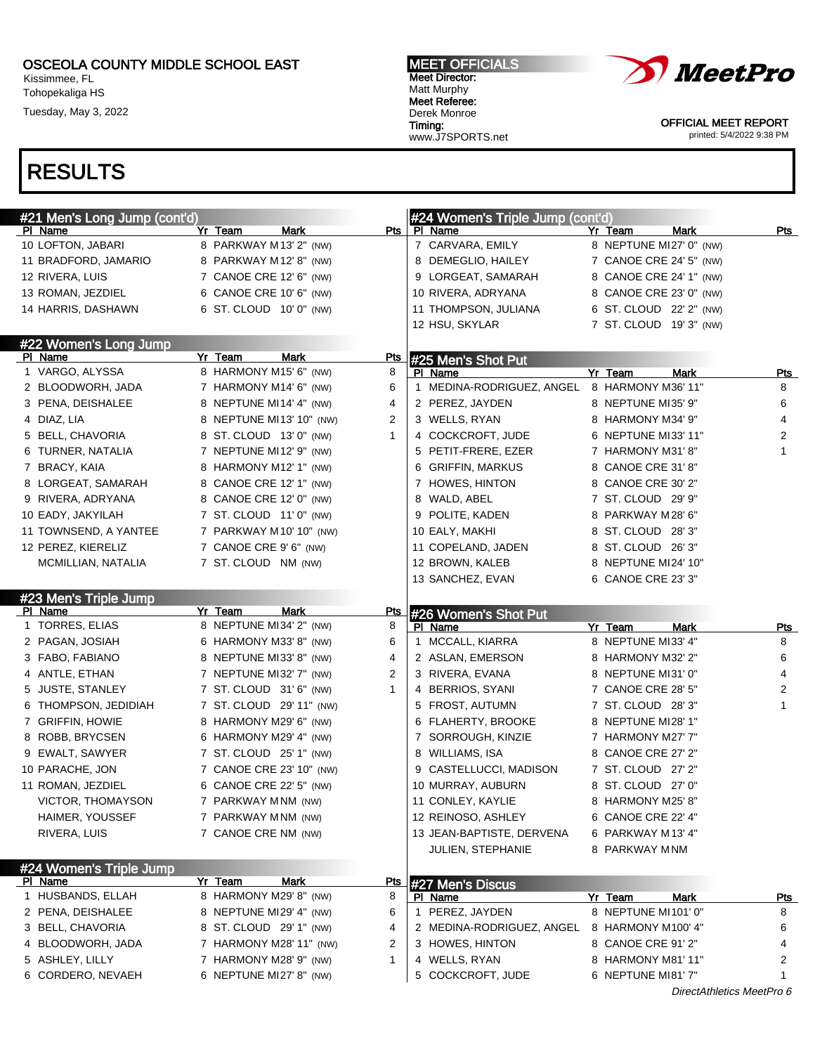OSCEOLA COUNTY MIDDLE SCHOOL EAST
Kissimmee, FL
Tohopekaliga HS
Tuesday, May 3, 2022

MEET OFFICIALS
Meet Director:
Matt Murphy
Meet Referee:
Derek Monroe
Timing:
www.J7SPORTS.net

OFFICIAL MEET REPORT
printed: 5/4/2022 9:38 PM

# RESULTS

## #21 Men's Long Jump (cont'd)

| Pl | Name | Yr | Team | Mark | Pts |
|---|---|---|---|---|---|
| 10 | LOFTON, JABARI | 8 | PARKWAY M | 13' 2" (NW) | |
| 11 | BRADFORD, JAMARIO | 8 | PARKWAY M | 12' 8" (NW) | |
| 12 | RIVERA, LUIS | 7 | CANOE CRE | 12' 6" (NW) | |
| 13 | ROMAN, JEZDIEL | 6 | CANOE CRE | 10' 6" (NW) | |
| 14 | HARRIS, DASHAWN | 6 | ST. CLOUD | 10' 0" (NW) | |

## #22 Women's Long Jump

| Pl | Name | Yr | Team | Mark | Pts |
|---|---|---|---|---|---|
| 1 | VARGO, ALYSSA | 8 | HARMONY M | 15' 6" (NW) | 8 |
| 2 | BLOODWORH, JADA | 7 | HARMONY M | 14' 6" (NW) | 6 |
| 3 | PENA, DEISHALEE | 8 | NEPTUNE MI | 14' 4" (NW) | 4 |
| 4 | DIAZ, LIA | 8 | NEPTUNE MI | 13' 10" (NW) | 2 |
| 5 | BELL, CHAVORIA | 8 | ST. CLOUD | 13' 0" (NW) | 1 |
| 6 | TURNER, NATALIA | 7 | NEPTUNE MI | 12' 9" (NW) | |
| 7 | BRACY, KAIA | 8 | HARMONY M | 12' 1" (NW) | |
| 8 | LORGEAT, SAMARAH | 8 | CANOE CRE | 12' 1" (NW) | |
| 9 | RIVERA, ADRYANA | 8 | CANOE CRE | 12' 0" (NW) | |
| 10 | EADY, JAKYILAH | 7 | ST. CLOUD | 11' 0" (NW) | |
| 11 | TOWNSEND, A YANTEE | 7 | PARKWAY M | 10' 10" (NW) | |
| 12 | PEREZ, KIERELIZ | 7 | CANOE CRE | 9' 6" (NW) | |
| | MCMILLIAN, NATALIA | 7 | ST. CLOUD | NM (NW) | |

## #23 Men's Triple Jump

| Pl | Name | Yr | Team | Mark | Pts |
|---|---|---|---|---|---|
| 1 | TORRES, ELIAS | 8 | NEPTUNE MI | 34' 2" (NW) | 8 |
| 2 | PAGAN, JOSIAH | 6 | HARMONY M | 33' 8" (NW) | 6 |
| 3 | FABO, FABIANO | 8 | NEPTUNE MI | 33' 8" (NW) | 4 |
| 4 | ANTLE, ETHAN | 7 | NEPTUNE MI | 32' 7" (NW) | 2 |
| 5 | JUSTE, STANLEY | 7 | ST. CLOUD | 31' 6" (NW) | 1 |
| 6 | THOMPSON, JEDIDIAH | 7 | ST. CLOUD | 29' 11" (NW) | |
| 7 | GRIFFIN, HOWIE | 8 | HARMONY M | 29' 6" (NW) | |
| 8 | ROBB, BRYCSEN | 6 | HARMONY M | 29' 4" (NW) | |
| 9 | EWALT, SAWYER | 7 | ST. CLOUD | 25' 1" (NW) | |
| 10 | PARACHE, JON | 7 | CANOE CRE | 23' 10" (NW) | |
| 11 | ROMAN, JEZDIEL | 6 | CANOE CRE | 22' 5" (NW) | |
| | VICTOR, THOMAYSON | 7 | PARKWAY M | NM (NW) | |
| | HAIMER, YOUSSEF | 7 | PARKWAY M | NM (NW) | |
| | RIVERA, LUIS | 7 | CANOE CRE | NM (NW) | |

## #24 Women's Triple Jump

| Pl | Name | Yr | Team | Mark | Pts |
|---|---|---|---|---|---|
| 1 | HUSBANDS, ELLAH | 8 | HARMONY M | 29' 8" (NW) | 8 |
| 2 | PENA, DEISHALEE | 8 | NEPTUNE MI | 29' 4" (NW) | 6 |
| 3 | BELL, CHAVORIA | 8 | ST. CLOUD | 29' 1" (NW) | 4 |
| 4 | BLOODWORH, JADA | 7 | HARMONY M | 28' 11" (NW) | 2 |
| 5 | ASHLEY, LILLY | 7 | HARMONY M | 28' 9" (NW) | 1 |
| 6 | CORDERO, NEVAEH | 6 | NEPTUNE MI | 27' 8" (NW) | |
| 7 | CARVARA, EMILY | 8 | NEPTUNE MI | 27' 0" (NW) | |
| 8 | DEMEGLIO, HAILEY | 7 | CANOE CRE | 24' 5" (NW) | |
| 9 | LORGEAT, SAMARAH | 8 | CANOE CRE | 24' 1" (NW) | |
| 10 | RIVERA, ADRYANA | 8 | CANOE CRE | 23' 0" (NW) | |
| 11 | THOMPSON, JULIANA | 6 | ST. CLOUD | 22' 2" (NW) | |
| 12 | HSU, SKYLAR | 7 | ST. CLOUD | 19' 3" (NW) | |

## #25 Men's Shot Put

| Pl | Name | Yr | Team | Mark | Pts |
|---|---|---|---|---|---|
| 1 | MEDINA-RODRIGUEZ, ANGEL | 8 | HARMONY M | 36' 11" | 8 |
| 2 | PEREZ, JAYDEN | 8 | NEPTUNE MI | 35' 9" | 6 |
| 3 | WELLS, RYAN | 8 | HARMONY M | 34' 9" | 4 |
| 4 | COCKCROFT, JUDE | 6 | NEPTUNE MI | 33' 11" | 2 |
| 5 | PETIT-FRERE, EZER | 7 | HARMONY M | 31' 8" | 1 |
| 6 | GRIFFIN, MARKUS | 8 | CANOE CRE | 31' 8" | |
| 7 | HOWES, HINTON | 8 | CANOE CRE | 30' 2" | |
| 8 | WALD, ABEL | 7 | ST. CLOUD | 29' 9" | |
| 9 | POLITE, KADEN | 8 | PARKWAY M | 28' 6" | |
| 10 | EALY, MAKHI | 8 | ST. CLOUD | 28' 3" | |
| 11 | COPELAND, JADEN | 8 | ST. CLOUD | 26' 3" | |
| 12 | BROWN, KALEB | 8 | NEPTUNE MI | 24' 10" | |
| 13 | SANCHEZ, EVAN | 6 | CANOE CRE | 23' 3" | |

## #26 Women's Shot Put

| Pl | Name | Yr | Team | Mark | Pts |
|---|---|---|---|---|---|
| 1 | MCCALL, KIARRA | 8 | NEPTUNE MI | 33' 4" | 8 |
| 2 | ASLAN, EMERSON | 8 | HARMONY M | 32' 2" | 6 |
| 3 | RIVERA, EVANA | 8 | NEPTUNE MI | 31' 0" | 4 |
| 4 | BERRIOS, SYANI | 7 | CANOE CRE | 28' 5" | 2 |
| 5 | FROST, AUTUMN | 7 | ST. CLOUD | 28' 3" | 1 |
| 6 | FLAHERTY, BROOKE | 8 | NEPTUNE MI | 28' 1" | |
| 7 | SORROUGH, KINZIE | 7 | HARMONY M | 27' 7" | |
| 8 | WILLIAMS, ISA | 8 | CANOE CRE | 27' 2" | |
| 9 | CASTELLUCCI, MADISON | 7 | ST. CLOUD | 27' 2" | |
| 10 | MURRAY, AUBURN | 8 | ST. CLOUD | 27' 0" | |
| 11 | CONLEY, KAYLIE | 8 | HARMONY M | 25' 8" | |
| 12 | REINOSO, ASHLEY | 6 | CANOE CRE | 22' 4" | |
| 13 | JEAN-BAPTISTE, DERVENA | 6 | PARKWAY M | 13' 4" | |
| | JULIEN, STEPHANIE | 8 | PARKWAY M | NM | |

## #27 Men's Discus

| Pl | Name | Yr | Team | Mark | Pts |
|---|---|---|---|---|---|
| 1 | PEREZ, JAYDEN | 8 | NEPTUNE MI | 101' 0" | 8 |
| 2 | MEDINA-RODRIGUEZ, ANGEL | 8 | HARMONY M | 100' 4" | 6 |
| 3 | HOWES, HINTON | 8 | CANOE CRE | 91' 2" | 4 |
| 4 | WELLS, RYAN | 8 | HARMONY M | 81' 11" | 2 |
| 5 | COCKCROFT, JUDE | 6 | NEPTUNE MI | 81' 7" | 1 |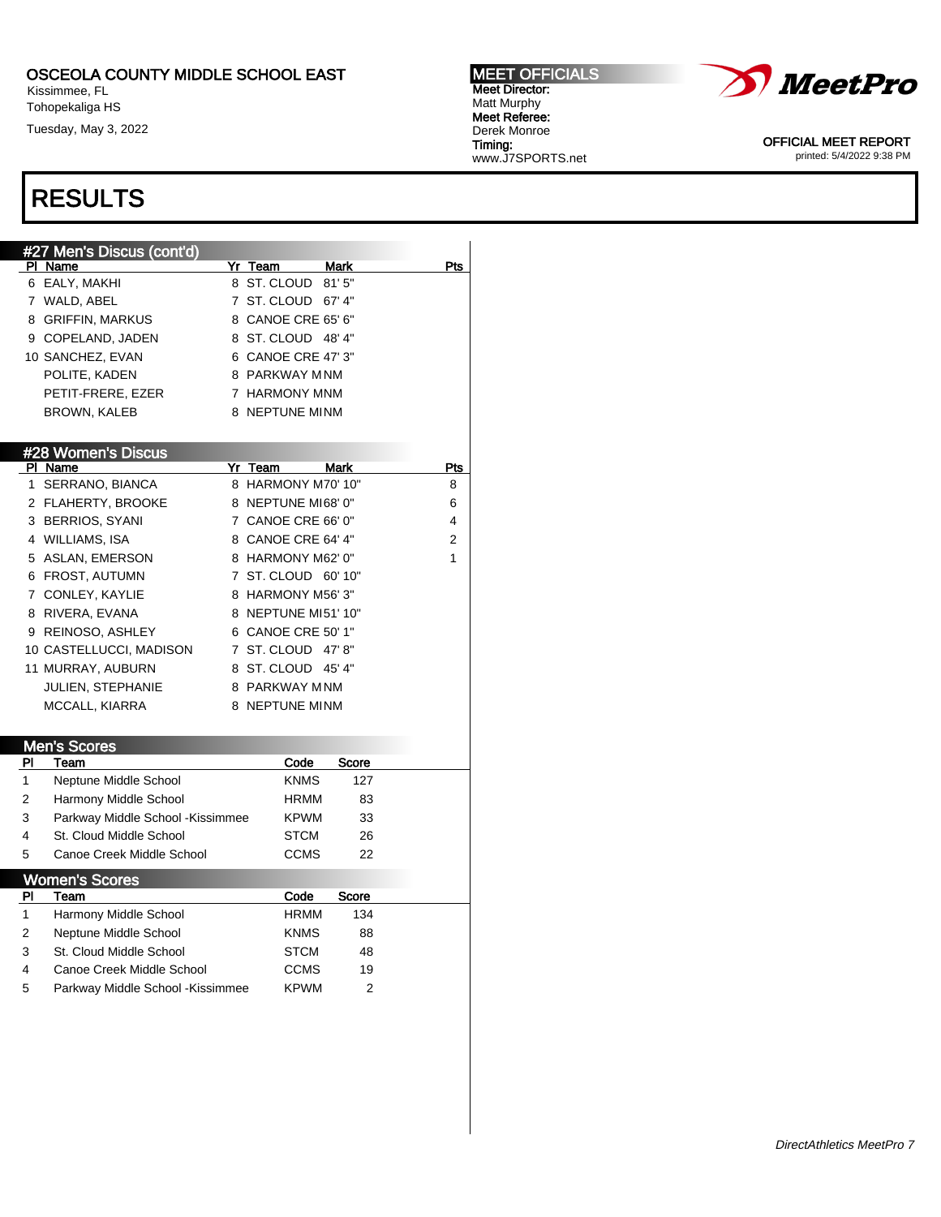OSCEOLA COUNTY MIDDLE SCHOOL EAST
Kissimmee, FL
Tohopekaliga HS
Tuesday, May 3, 2022

MEET OFFICIALS
Meet Director:
Matt Murphy
Meet Referee:
Derek Monroe
Timing:
www.J7SPORTS.net

OFFICIAL MEET REPORT
printed: 5/4/2022 9:38 PM

# RESULTS

## #27 Men's Discus (cont'd)

| Pl | Name | Yr | Team | Mark | Pts |
|---|---|---|---|---|---|
| 6 | EALY, MAKHI | 8 | ST. CLOUD | 81' 5" | |
| 7 | WALD, ABEL | 7 | ST. CLOUD | 67' 4" | |
| 8 | GRIFFIN, MARKUS | 8 | CANOE CRE | 65' 6" | |
| 9 | COPELAND, JADEN | 8 | ST. CLOUD | 48' 4" | |
| 10 | SANCHEZ, EVAN | 6 | CANOE CRE | 47' 3" | |
| | POLITE, KADEN | 8 | PARKWAY M | NM | |
| | PETIT-FRERE, EZER | 7 | HARMONY M | NM | |
| | BROWN, KALEB | 8 | NEPTUNE MI | NM | |

## #28 Women's Discus

| Pl | Name | Yr | Team | Mark | Pts |
|---|---|---|---|---|---|
| 1 | SERRANO, BIANCA | 8 | HARMONY M | 70' 10" | 8 |
| 2 | FLAHERTY, BROOKE | 8 | NEPTUNE MI | 68' 0" | 6 |
| 3 | BERRIOS, SYANI | 7 | CANOE CRE | 66' 0" | 4 |
| 4 | WILLIAMS, ISA | 8 | CANOE CRE | 64' 4" | 2 |
| 5 | ASLAN, EMERSON | 8 | HARMONY M | 62' 0" | 1 |
| 6 | FROST, AUTUMN | 7 | ST. CLOUD | 60' 10" | |
| 7 | CONLEY, KAYLIE | 8 | HARMONY M | 56' 3" | |
| 8 | RIVERA, EVANA | 8 | NEPTUNE MI | 51' 10" | |
| 9 | REINOSO, ASHLEY | 6 | CANOE CRE | 50' 1" | |
| 10 | CASTELLUCCI, MADISON | 7 | ST. CLOUD | 47' 8" | |
| 11 | MURRAY, AUBURN | 8 | ST. CLOUD | 45' 4" | |
| | JULIEN, STEPHANIE | 8 | PARKWAY M | NM | |
| | MCCALL, KIARRA | 8 | NEPTUNE MI | NM | |

## Men's Scores

| Pl | Team | Code | Score |
|---|---|---|---|
| 1 | Neptune Middle School | KNMS | 127 |
| 2 | Harmony Middle School | HRMM | 83 |
| 3 | Parkway Middle School -Kissimmee | KPWM | 33 |
| 4 | St. Cloud Middle School | STCM | 26 |
| 5 | Canoe Creek Middle School | CCMS | 22 |

## Women's Scores

| Pl | Team | Code | Score |
|---|---|---|---|
| 1 | Harmony Middle School | HRMM | 134 |
| 2 | Neptune Middle School | KNMS | 88 |
| 3 | St. Cloud Middle School | STCM | 48 |
| 4 | Canoe Creek Middle School | CCMS | 19 |
| 5 | Parkway Middle School -Kissimmee | KPWM | 2 |